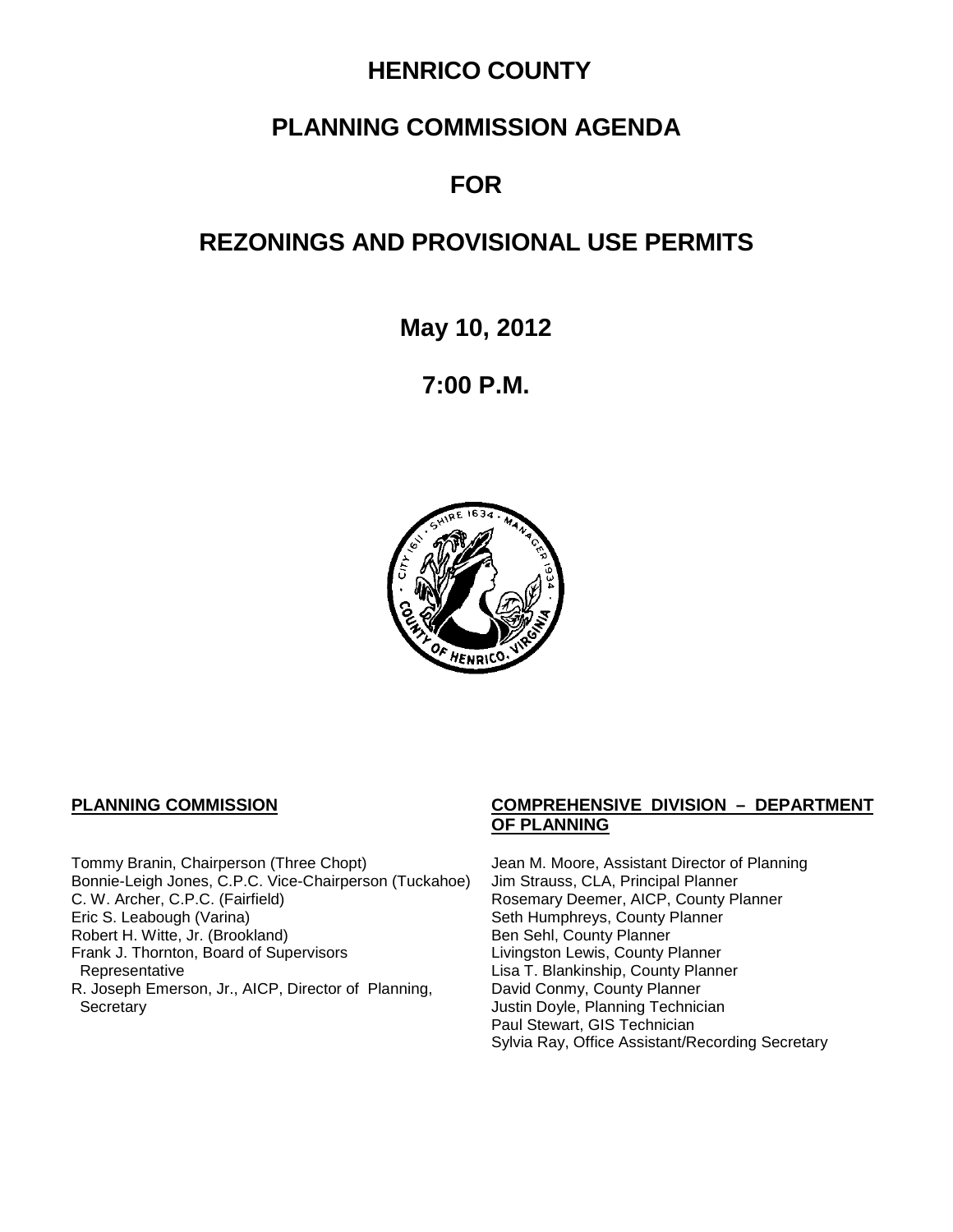# HENRICO COUNTY

# PLANNING COMMISSION AGENDA

# FOR

# REZONINGS AND PROVISIONAL USE PERMITS

## May 10, 2012

## 7:00 P.M.

**PLANNING COMMISSION**

Tommy Branin, Chairperson (Three Chopt)
Bonnie-Leigh Jones, C.P.C. Vice-Chairperson (Tuckahoe)
C. W. Archer, C.P.C. (Fairfield)
Eric S. Leabough (Varina)
Robert H. Witte, Jr. (Brookland)
Frank J. Thornton, Board of Supervisors Representative
R. Joseph Emerson, Jr., AICP, Director of Planning, Secretary

**COMPREHENSIVE DIVISION – DEPARTMENT OF PLANNING**

Jean M. Moore, Assistant Director of Planning
Jim Strauss, CLA, Principal Planner
Rosemary Deemer, AICP, County Planner
Seth Humphreys, County Planner
Ben Sehl, County Planner
Livingston Lewis, County Planner
Lisa T. Blankinship, County Planner
David Conmy, County Planner
Justin Doyle, Planning Technician
Paul Stewart, GIS Technician
Sylvia Ray, Office Assistant/Recording Secretary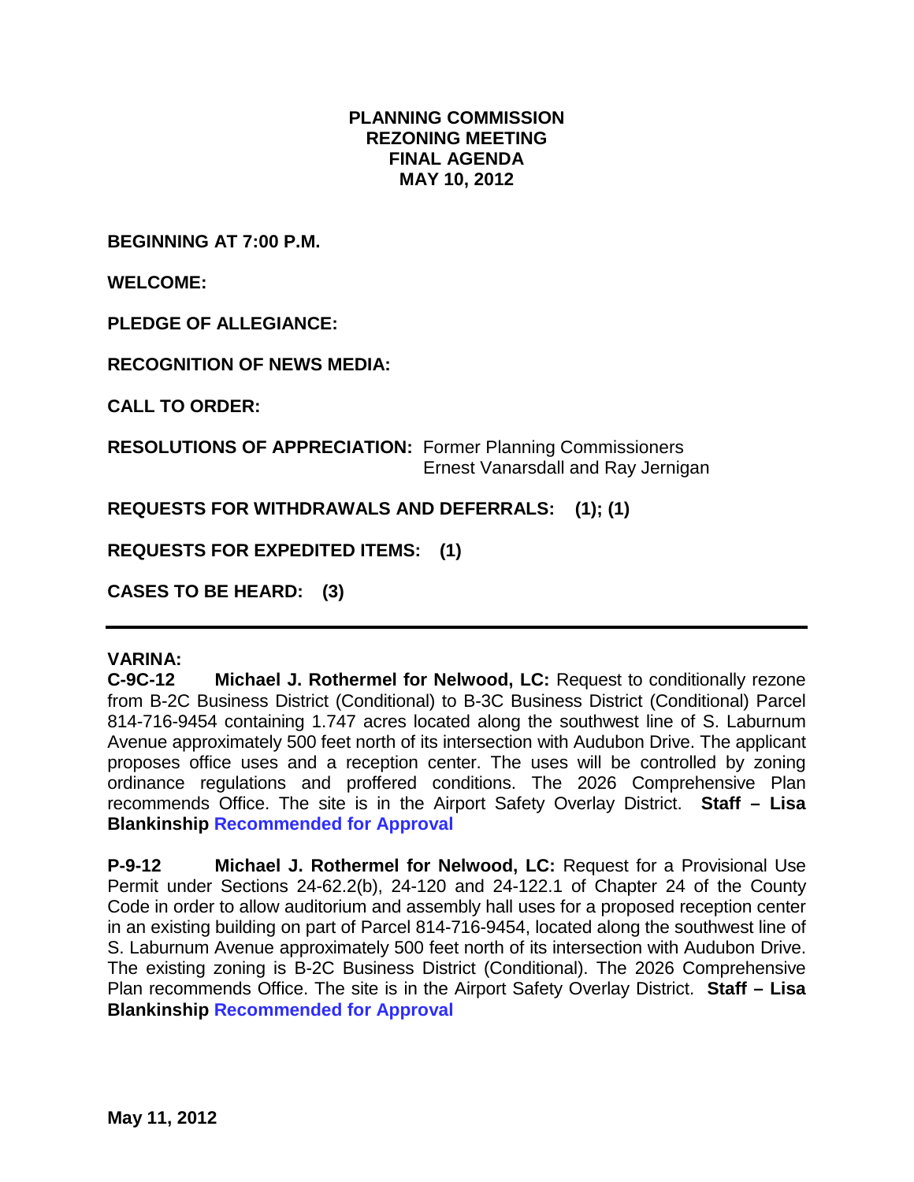**PLANNING COMMISSION**
**REZONING MEETING**
**FINAL AGENDA**
**MAY 10, 2012**

**BEGINNING AT 7:00 P.M.**

**WELCOME:**

**PLEDGE OF ALLEGIANCE:**

**RECOGNITION OF NEWS MEDIA:**

**CALL TO ORDER:**

**RESOLUTIONS OF APPRECIATION:** Former Planning Commissioners Ernest Vanarsdall and Ray Jernigan

**REQUESTS FOR WITHDRAWALS AND DEFERRALS: (1); (1)**

**REQUESTS FOR EXPEDITED ITEMS: (1)**

**CASES TO BE HEARD: (3)**

---

**VARINA:**

**C-9C-12 Michael J. Rothermel for Nelwood, LC:** Request to conditionally rezone from B-2C Business District (Conditional) to B-3C Business District (Conditional) Parcel 814-716-9454 containing 1.747 acres located along the southwest line of S. Laburnum Avenue approximately 500 feet north of its intersection with Audubon Drive. The applicant proposes office uses and a reception center. The uses will be controlled by zoning ordinance regulations and proffered conditions. The 2026 Comprehensive Plan recommends Office. The site is in the Airport Safety Overlay District. **Staff – Lisa Blankinship Recommended for Approval**

**P-9-12 Michael J. Rothermel for Nelwood, LC:** Request for a Provisional Use Permit under Sections 24-62.2(b), 24-120 and 24-122.1 of Chapter 24 of the County Code in order to allow auditorium and assembly hall uses for a proposed reception center in an existing building on part of Parcel 814-716-9454, located along the southwest line of S. Laburnum Avenue approximately 500 feet north of its intersection with Audubon Drive. The existing zoning is B-2C Business District (Conditional). The 2026 Comprehensive Plan recommends Office. The site is in the Airport Safety Overlay District. **Staff – Lisa Blankinship Recommended for Approval**

**May 11, 2012**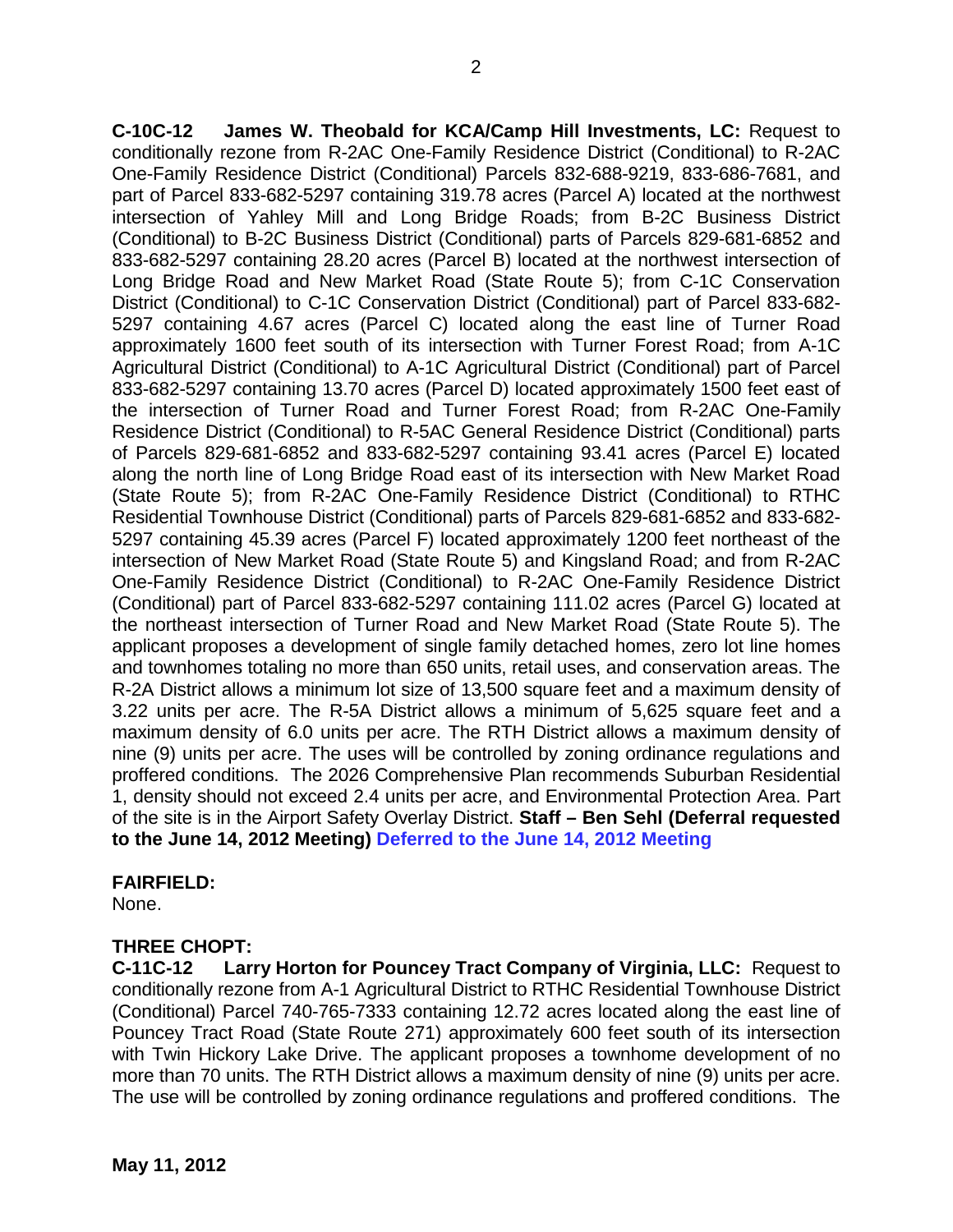**C-10C-12 James W. Theobald for KCA/Camp Hill Investments, LC:** Request to conditionally rezone from R-2AC One-Family Residence District (Conditional) to R-2AC One-Family Residence District (Conditional) Parcels 832-688-9219, 833-686-7681, and part of Parcel 833-682-5297 containing 319.78 acres (Parcel A) located at the northwest intersection of Yahley Mill and Long Bridge Roads; from B-2C Business District (Conditional) to B-2C Business District (Conditional) parts of Parcels 829-681-6852 and 833-682-5297 containing 28.20 acres (Parcel B) located at the northwest intersection of Long Bridge Road and New Market Road (State Route 5); from C-1C Conservation District (Conditional) to C-1C Conservation District (Conditional) part of Parcel 833-682-5297 containing 4.67 acres (Parcel C) located along the east line of Turner Road approximately 1600 feet south of its intersection with Turner Forest Road; from A-1C Agricultural District (Conditional) to A-1C Agricultural District (Conditional) part of Parcel 833-682-5297 containing 13.70 acres (Parcel D) located approximately 1500 feet east of the intersection of Turner Road and Turner Forest Road; from R-2AC One-Family Residence District (Conditional) to R-5AC General Residence District (Conditional) parts of Parcels 829-681-6852 and 833-682-5297 containing 93.41 acres (Parcel E) located along the north line of Long Bridge Road east of its intersection with New Market Road (State Route 5); from R-2AC One-Family Residence District (Conditional) to RTHC Residential Townhouse District (Conditional) parts of Parcels 829-681-6852 and 833-682-5297 containing 45.39 acres (Parcel F) located approximately 1200 feet northeast of the intersection of New Market Road (State Route 5) and Kingsland Road; and from R-2AC One-Family Residence District (Conditional) to R-2AC One-Family Residence District (Conditional) part of Parcel 833-682-5297 containing 111.02 acres (Parcel G) located at the northeast intersection of Turner Road and New Market Road (State Route 5). The applicant proposes a development of single family detached homes, zero lot line homes and townhomes totaling no more than 650 units, retail uses, and conservation areas. The R-2A District allows a minimum lot size of 13,500 square feet and a maximum density of 3.22 units per acre. The R-5A District allows a minimum of 5,625 square feet and a maximum density of 6.0 units per acre. The RTH District allows a maximum density of nine (9) units per acre. The uses will be controlled by zoning ordinance regulations and proffered conditions. The 2026 Comprehensive Plan recommends Suburban Residential 1, density should not exceed 2.4 units per acre, and Environmental Protection Area. Part of the site is in the Airport Safety Overlay District. **Staff – Ben Sehl (Deferral requested to the June 14, 2012 Meeting)** **Deferred to the June 14, 2012 Meeting**

**FAIRFIELD:**
None.

**THREE CHOPT:**
**C-11C-12 Larry Horton for Pouncey Tract Company of Virginia, LLC:** Request to conditionally rezone from A-1 Agricultural District to RTHC Residential Townhouse District (Conditional) Parcel 740-765-7333 containing 12.72 acres located along the east line of Pouncey Tract Road (State Route 271) approximately 600 feet south of its intersection with Twin Hickory Lake Drive. The applicant proposes a townhome development of no more than 70 units. The RTH District allows a maximum density of nine (9) units per acre. The use will be controlled by zoning ordinance regulations and proffered conditions. The

**May 11, 2012**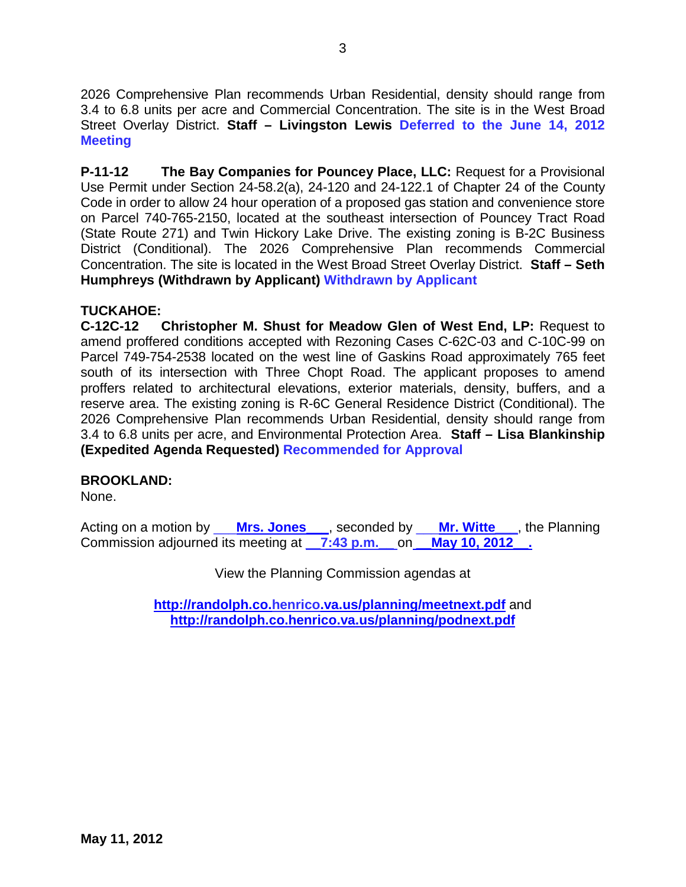2026 Comprehensive Plan recommends Urban Residential, density should range from 3.4 to 6.8 units per acre and Commercial Concentration. The site is in the West Broad Street Overlay District. **Staff – Livingston Lewis** **Deferred to the June 14, 2012 Meeting**

**P-11-12 The Bay Companies for Pouncey Place, LLC:** Request for a Provisional Use Permit under Section 24-58.2(a), 24-120 and 24-122.1 of Chapter 24 of the County Code in order to allow 24 hour operation of a proposed gas station and convenience store on Parcel 740-765-2150, located at the southeast intersection of Pouncey Tract Road (State Route 271) and Twin Hickory Lake Drive. The existing zoning is B-2C Business District (Conditional). The 2026 Comprehensive Plan recommends Commercial Concentration. The site is located in the West Broad Street Overlay District. **Staff – Seth Humphreys (Withdrawn by Applicant)** **Withdrawn by Applicant**

**TUCKAHOE:**

**C-12C-12 Christopher M. Shust for Meadow Glen of West End, LP:** Request to amend proffered conditions accepted with Rezoning Cases C-62C-03 and C-10C-99 on Parcel 749-754-2538 located on the west line of Gaskins Road approximately 765 feet south of its intersection with Three Chopt Road. The applicant proposes to amend proffers related to architectural elevations, exterior materials, density, buffers, and a reserve area. The existing zoning is R-6C General Residence District (Conditional). The 2026 Comprehensive Plan recommends Urban Residential, density should range from 3.4 to 6.8 units per acre, and Environmental Protection Area. **Staff – Lisa Blankinship (Expedited Agenda Requested)** **Recommended for Approval**

**BROOKLAND:**

None.

Acting on a motion by **Mrs. Jones**, seconded by **Mr. Witte**, the Planning Commission adjourned its meeting at **7:43 p.m.** on **May 10, 2012.**

View the Planning Commission agendas at

**http://randolph.co.henrico.va.us/planning/meetnext.pdf** and
**http://randolph.co.henrico.va.us/planning/podnext.pdf**

**May 11, 2012**